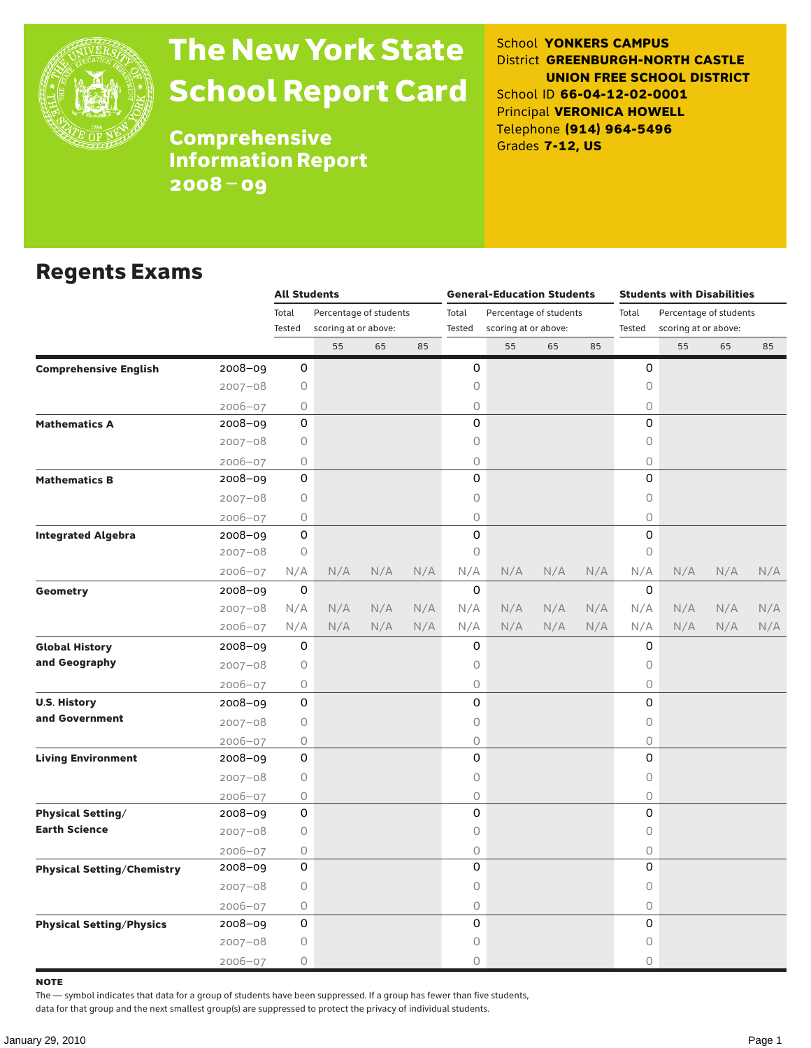# The New York State School Report Card

## Comprehensive Information Report 2008 – 09

School **YONKERS CAMPUS**
District **GREENBURGH-NORTH CASTLE UNION FREE SCHOOL DISTRICT**
School ID **66-04-12-02-0001**
Principal **VERONICA HOWELL**
Telephone **(914) 964-5496**
Grades **7-12, US**

## Regents Exams

| | | All Students | | | | General-Education Students | | | | Students with Disabilities | | | |
|---|---|---|---|---|---|---|---|---|---|---|---|---|---|
| | | Total Tested | Percentage of students scoring at or above: | | | Total Tested | Percentage of students scoring at or above: | | | Total Tested | Percentage of students scoring at or above: | | |
| | | | 55 | 65 | 85 | | 55 | 65 | 85 | | 55 | 65 | 85 |
| **Comprehensive English** | 2008–09 | 0 | | | | 0 | | | | 0 | | | |
| | 2007–08 | 0 | | | | 0 | | | | 0 | | | |
| | 2006–07 | 0 | | | | 0 | | | | 0 | | | |
| **Mathematics A** | 2008–09 | 0 | | | | 0 | | | | 0 | | | |
| | 2007–08 | 0 | | | | 0 | | | | 0 | | | |
| | 2006–07 | 0 | | | | 0 | | | | 0 | | | |
| **Mathematics B** | 2008–09 | 0 | | | | 0 | | | | 0 | | | |
| | 2007–08 | 0 | | | | 0 | | | | 0 | | | |
| | 2006–07 | 0 | | | | 0 | | | | 0 | | | |
| **Integrated Algebra** | 2008–09 | 0 | | | | 0 | | | | 0 | | | |
| | 2007–08 | 0 | | | | 0 | | | | 0 | | | |
| | 2006–07 | N/A | N/A | N/A | N/A | N/A | N/A | N/A | N/A | N/A | N/A | N/A | N/A |
| **Geometry** | 2008–09 | 0 | | | | 0 | | | | 0 | | | |
| | 2007–08 | N/A | N/A | N/A | N/A | N/A | N/A | N/A | N/A | N/A | N/A | N/A | N/A |
| | 2006–07 | N/A | N/A | N/A | N/A | N/A | N/A | N/A | N/A | N/A | N/A | N/A | N/A |
| **Global History and Geography** | 2008–09 | 0 | | | | 0 | | | | 0 | | | |
| | 2007–08 | 0 | | | | 0 | | | | 0 | | | |
| | 2006–07 | 0 | | | | 0 | | | | 0 | | | |
| **U.S. History and Government** | 2008–09 | 0 | | | | 0 | | | | 0 | | | |
| | 2007–08 | 0 | | | | 0 | | | | 0 | | | |
| | 2006–07 | 0 | | | | 0 | | | | 0 | | | |
| **Living Environment** | 2008–09 | 0 | | | | 0 | | | | 0 | | | |
| | 2007–08 | 0 | | | | 0 | | | | 0 | | | |
| | 2006–07 | 0 | | | | 0 | | | | 0 | | | |
| **Physical Setting/ Earth Science** | 2008–09 | 0 | | | | 0 | | | | 0 | | | |
| | 2007–08 | 0 | | | | 0 | | | | 0 | | | |
| | 2006–07 | 0 | | | | 0 | | | | 0 | | | |
| **Physical Setting/Chemistry** | 2008–09 | 0 | | | | 0 | | | | 0 | | | |
| | 2007–08 | 0 | | | | 0 | | | | 0 | | | |
| | 2006–07 | 0 | | | | 0 | | | | 0 | | | |
| **Physical Setting/Physics** | 2008–09 | 0 | | | | 0 | | | | 0 | | | |
| | 2007–08 | 0 | | | | 0 | | | | 0 | | | |
| | 2006–07 | 0 | | | | 0 | | | | 0 | | | |

**NOTE**

The — symbol indicates that data for a group of students have been suppressed. If a group has fewer than five students, data for that group and the next smallest group(s) are suppressed to protect the privacy of individual students.

January 29, 2010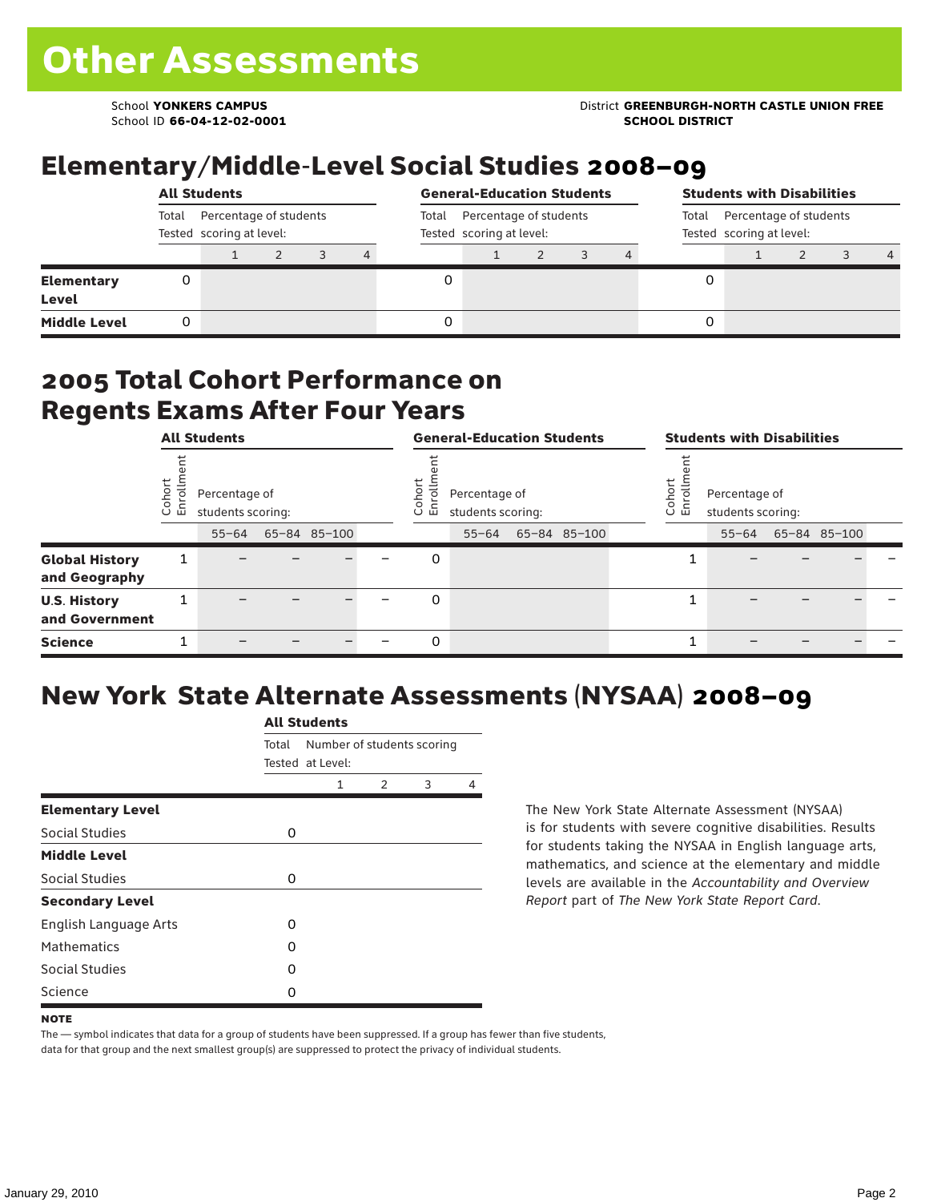# Other Assessments

School **YONKERS CAMPUS**
School ID **66-04-12-02-0001**

District **GREENBURGH-NORTH CASTLE UNION FREE SCHOOL DISTRICT**

## Elementary/Middle-Level Social Studies 2008–09

| | All Students | | | | | General-Education Students | | | | | Students with Disabilities | | | | |
|---|---|---|---|---|---|---|---|---|---|---|---|---|---|---|---|
| | Total Tested | Percentage of students scoring at level: | | | | Total Tested | Percentage of students scoring at level: | | | | Total Tested | Percentage of students scoring at level: | | | |
| | | 1 | 2 | 3 | 4 | | 1 | 2 | 3 | 4 | | 1 | 2 | 3 | 4 |
| **Elementary Level** | 0 | | | | | 0 | | | | | 0 | | | | |
| **Middle Level** | 0 | | | | | 0 | | | | | 0 | | | | |

## 2005 Total Cohort Performance on Regents Exams After Four Years

| | All Students | | | | | General-Education Students | | | | | Students with Disabilities | | | | |
|---|---|---|---|---|---|---|---|---|---|---|---|---|---|---|---|
| | Cohort Enrollment | Percentage of students scoring: | | | | Cohort Enrollment | Percentage of students scoring: | | | | Cohort Enrollment | Percentage of students scoring: | | | |
| | | 55–64 | 65–84 | 85–100 | | | 55–64 | 65–84 | 85–100 | | | 55–64 | 65–84 | 85–100 | |
| **Global History and Geography** | 1 | – | – | – | – | 0 | | | | | 1 | – | – | – | – |
| **U.S. History and Government** | 1 | – | – | – | – | 0 | | | | | 1 | – | – | – | – |
| **Science** | 1 | – | – | – | – | 0 | | | | | 1 | – | – | – | – |

## New York State Alternate Assessments (NYSAA) 2008–09

| | All Students | | | | |
|---|---|---|---|---|---|
| | Total Tested | Number of students scoring at Level: | | | |
| | | 1 | 2 | 3 | 4 |
| **Elementary Level** | | | | | |
| Social Studies | 0 | | | | |
| **Middle Level** | | | | | |
| Social Studies | 0 | | | | |
| **Secondary Level** | | | | | |
| English Language Arts | 0 | | | | |
| Mathematics | 0 | | | | |
| Social Studies | 0 | | | | |
| Science | 0 | | | | |

The New York State Alternate Assessment (NYSAA) is for students with severe cognitive disabilities. Results for students taking the NYSAA in English language arts, mathematics, and science at the elementary and middle levels are available in the *Accountability and Overview Report* part of *The New York State Report Card*.

**NOTE**

The — symbol indicates that data for a group of students have been suppressed. If a group has fewer than five students, data for that group and the next smallest group(s) are suppressed to protect the privacy of individual students.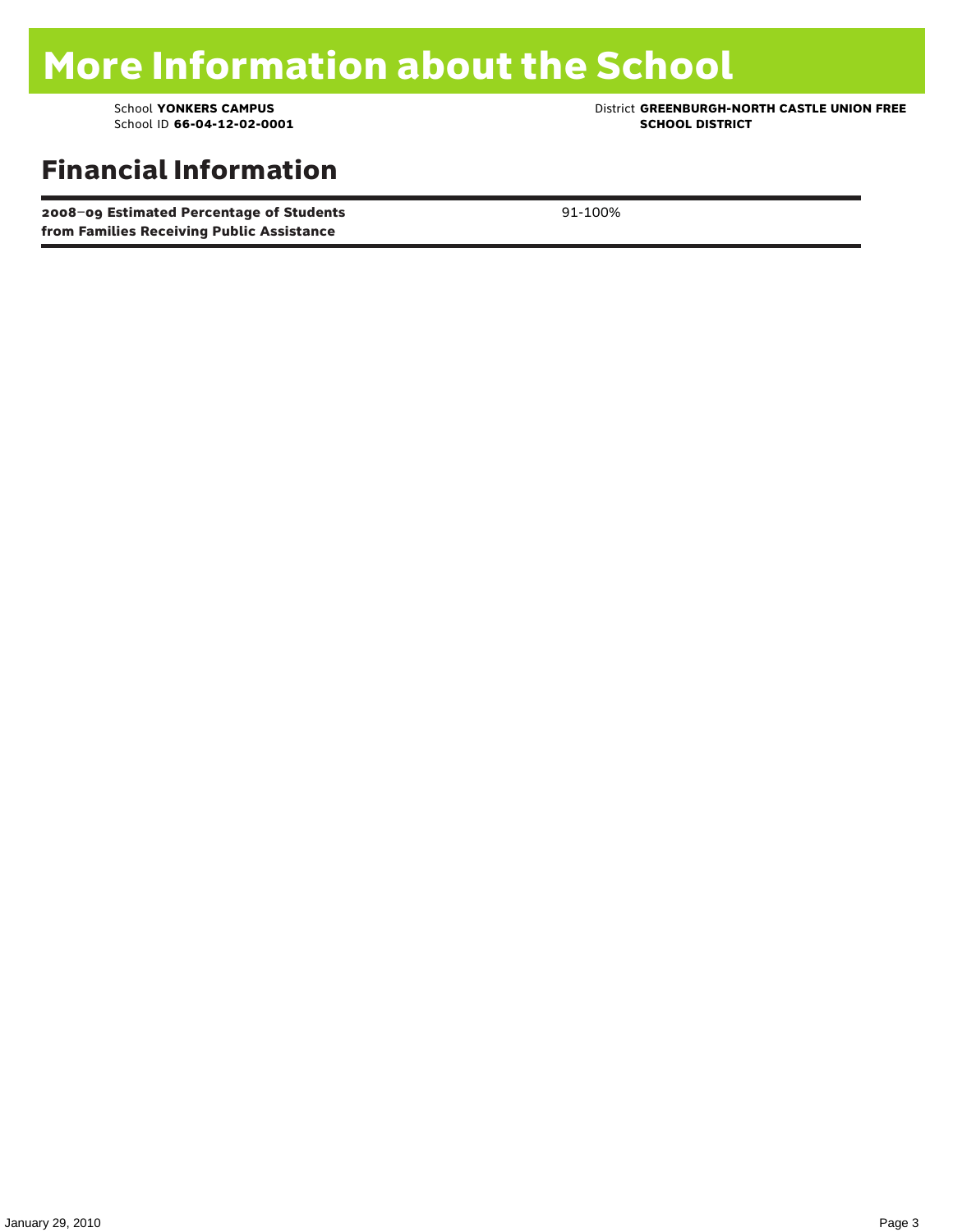# More Information about the School

School **YONKERS CAMPUS**
School ID **66-04-12-02-0001**

District **GREENBURGH-NORTH CASTLE UNION FREE SCHOOL DISTRICT**

## Financial Information

| | |
|---|---|
| **2008–09 Estimated Percentage of Students from Families Receiving Public Assistance** | 91-100% |